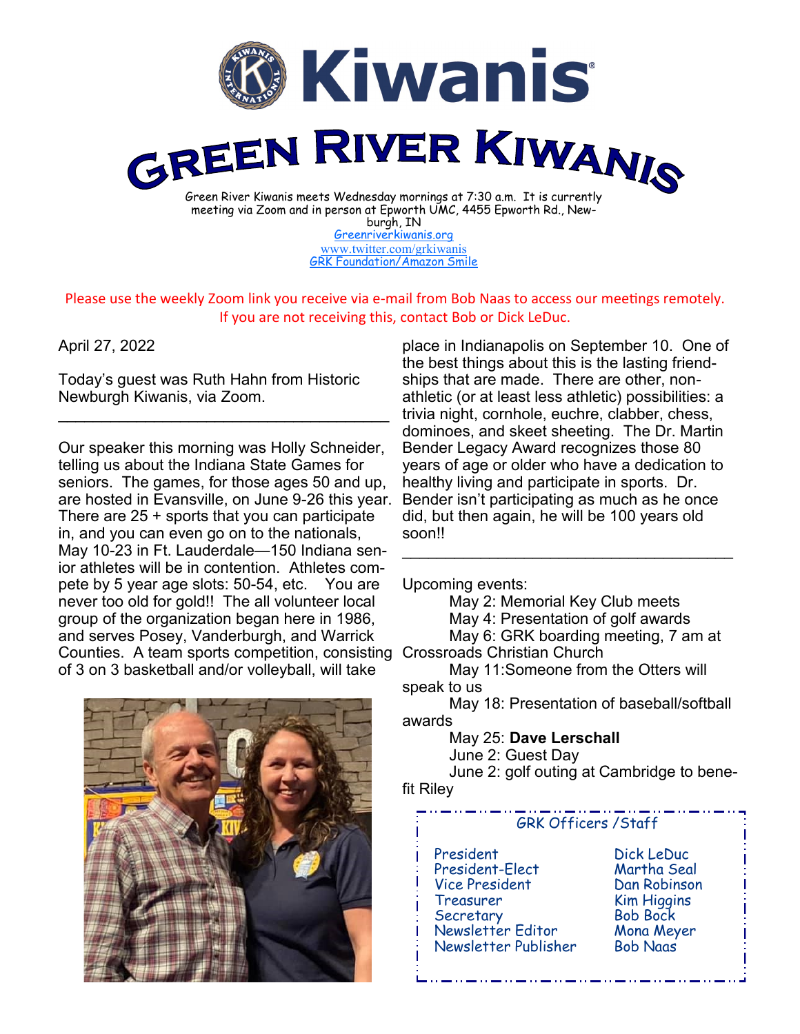# Kiwanis

# GREEN RIVER KIWANIS

Green River Kiwanis meets Wednesday mornings at 7:30 a.m. It is currently meeting via Zoom and in person at Epworth UMC, 4455 Epworth Rd., Newburgh, IN

[Greenriverkiwanis.org](http://Greenriverkiwanis.org)

[www.twitter.com/grkiwanis](http://www.twitter.com/grkiwanis)

GRK Foundation/Amazon Smile

Please use the weekly Zoom link you receive via e-mail from Bob Naas to access our meetings remotely. If you are not receiving this, contact Bob or Dick LeDuc.

April 27, 2022

Today's guest was Ruth Hahn from Historic Newburgh Kiwanis, via Zoom.

---

Our speaker this morning was Holly Schneider, telling us about the Indiana State Games for seniors. The games, for those ages 50 and up, are hosted in Evansville, on June 9-26 this year. There are 25 + sports that you can participate in, and you can even go on to the nationals, May 10-23 in Ft. Lauderdale—150 Indiana senior athletes will be in contention. Athletes compete by 5 year age slots: 50-54, etc. You are never too old for gold!! The all volunteer local group of the organization began here in 1986, and serves Posey, Vanderburgh, and Warrick Counties. A team sports competition, consisting of 3 on 3 basketball and/or volleyball, will take place in Indianapolis on September 10. One of the best things about this is the lasting friendships that are made. There are other, non-athletic (or at least less athletic) possibilities: a trivia night, cornhole, euchre, clabber, chess, dominoes, and skeet sheeting. The Dr. Martin Bender Legacy Award recognizes those 80 years of age or older who have a dedication to healthy living and participate in sports. Dr. Bender isn't participating as much as he once did, but then again, he will be 100 years old soon!!

---

Upcoming events:

- May 2: Memorial Key Club meets
- May 4: Presentation of golf awards
- May 6: GRK boarding meeting, 7 am at Crossroads Christian Church
- May 11:Someone from the Otters will speak to us
- May 18: Presentation of baseball/softball awards
- May 25: **Dave Lerschall**
- June 2: Guest Day
- June 2: golf outing at Cambridge to benefit Riley

### GRK Officers /Staff

| | |
|---|---|
| President | Dick LeDuc |
| President-Elect | Martha Seal |
| Vice President | Dan Robinson |
| Treasurer | Kim Higgins |
| Secretary | Bob Bock |
| Newsletter Editor | Mona Meyer |
| Newsletter Publisher | Bob Naas |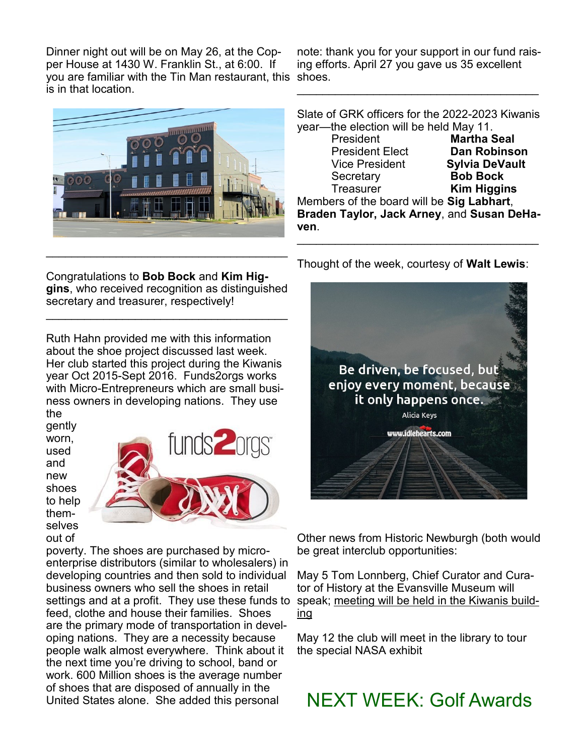Dinner night out will be on May 26, at the Copper House at 1430 W. Franklin St., at 6:00. If you are familiar with the Tin Man restaurant, this is in that location.

---

Congratulations to **Bob Bock** and **Kim Higgins**, who received recognition as distinguished secretary and treasurer, respectively!

---

Ruth Hahn provided me with this information about the shoe project discussed last week. Her club started this project during the Kiwanis year Oct 2015-Sept 2016. Funds2orgs works with Micro-Entrepreneurs which are small business owners in developing nations. They use the gently worn, used and new shoes to help themselves out of poverty. The shoes are purchased by micro-enterprise distributors (similar to wholesalers) in developing countries and then sold to individual business owners who sell the shoes in retail settings and at a profit. They use these funds to feed, clothe and house their families. Shoes are the primary mode of transportation in developing nations. They are a necessity because people walk almost everywhere. Think about it the next time you're driving to school, band or work. 600 Million shoes is the average number of shoes that are disposed of annually in the United States alone. She added this personal note: thank you for your support in our fund raising efforts. April 27 you gave us 35 excellent shoes.

---

Slate of GRK officers for the 2022-2023 Kiwanis year—the election will be held May 11.

| | |
|---|---|
| President | **Martha Seal** |
| President Elect | **Dan Robinson** |
| Vice President | **Sylvia DeVault** |
| Secretary | **Bob Bock** |
| Treasurer | **Kim Higgins** |

Members of the board will be **Sig Labhart**, **Braden Taylor, Jack Arney**, and **Susan DeHaven**.

---

Thought of the week, courtesy of **Walt Lewis**:

Be driven, be focused, but enjoy every moment, because it only happens once.

Alicia Keys

www.idlehearts.com

Other news from Historic Newburgh (both would be great interclub opportunities:

May 5 Tom Lonnberg, Chief Curator and Curator of History at the Evansville Museum will speak; meeting will be held in the Kiwanis building

May 12 the club will meet in the library to tour the special NASA exhibit

## NEXT WEEK: Golf Awards